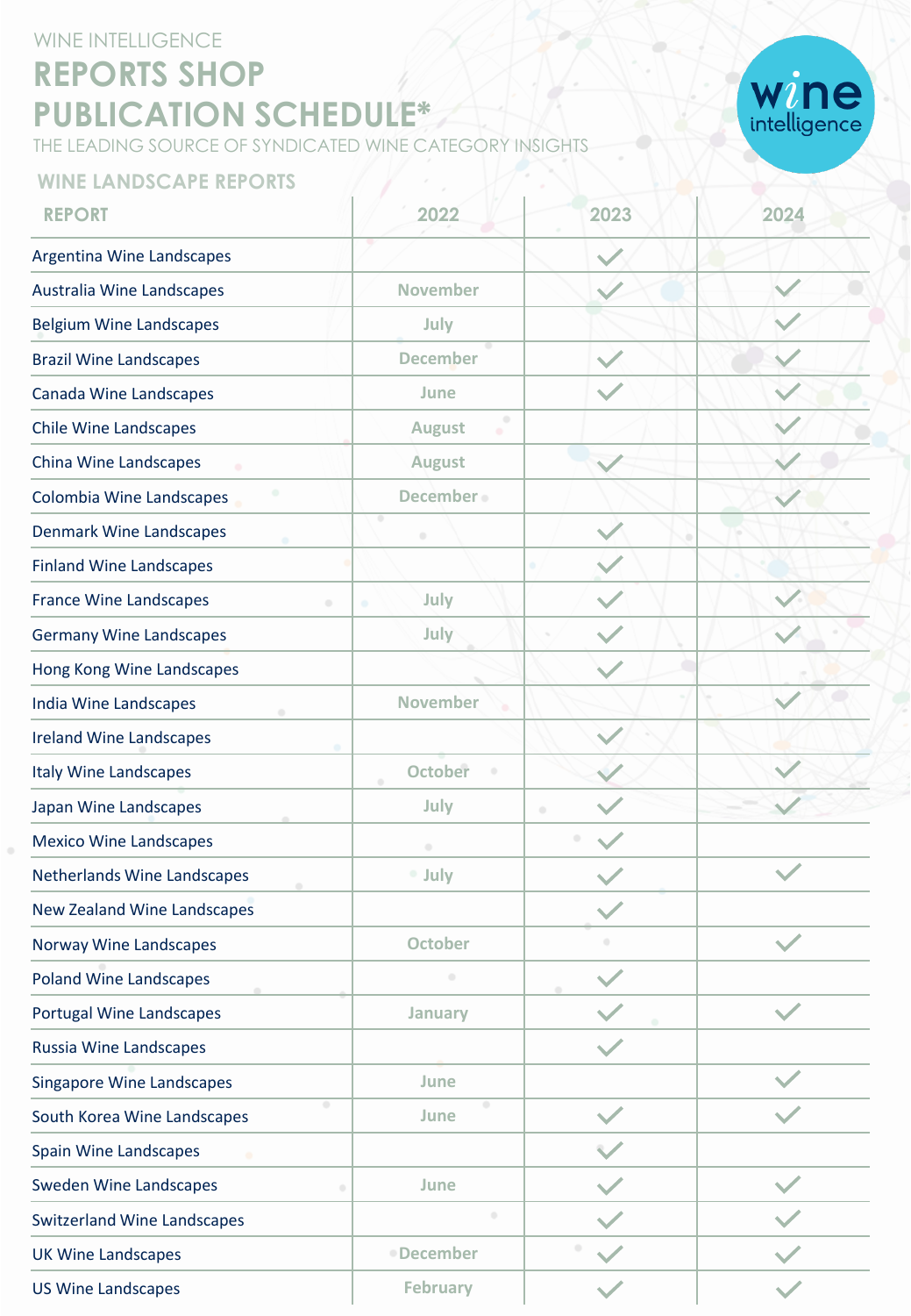WINE INTELLIGENCE

# REPORTS SHOP PUBLICATION SCHEDULE*

THE LEADING SOURCE OF SYNDICATED WINE CATEGORY INSIGHTS

wine intelligence

## WINE LANDSCAPE REPORTS

| REPORT | 2022 | 2023 | 2024 |
|---|---|---|---|
| Argentina Wine Landscapes | | ✓ | |
| Australia Wine Landscapes | November | ✓ | ✓ |
| Belgium Wine Landscapes | July | | ✓ |
| Brazil Wine Landscapes | December | ✓ | ✓ |
| Canada Wine Landscapes | June | ✓ | ✓ |
| Chile Wine Landscapes | August | | ✓ |
| China Wine Landscapes | August | ✓ | ✓ |
| Colombia Wine Landscapes | December | | ✓ |
| Denmark Wine Landscapes | | ✓ | |
| Finland Wine Landscapes | | ✓ | |
| France Wine Landscapes | July | ✓ | ✓ |
| Germany Wine Landscapes | July | ✓ | ✓ |
| Hong Kong Wine Landscapes | | ✓ | |
| India Wine Landscapes | November | | ✓ |
| Ireland Wine Landscapes | | ✓ | |
| Italy Wine Landscapes | October | ✓ | ✓ |
| Japan Wine Landscapes | July | ✓ | ✓ |
| Mexico Wine Landscapes | | ✓ | |
| Netherlands Wine Landscapes | July | ✓ | ✓ |
| New Zealand Wine Landscapes | | ✓ | |
| Norway Wine Landscapes | October | | ✓ |
| Poland Wine Landscapes | | ✓ | |
| Portugal Wine Landscapes | January | ✓ | ✓ |
| Russia Wine Landscapes | | ✓ | |
| Singapore Wine Landscapes | June | | ✓ |
| South Korea Wine Landscapes | June | ✓ | ✓ |
| Spain Wine Landscapes | | ✓ | |
| Sweden Wine Landscapes | June | ✓ | ✓ |
| Switzerland Wine Landscapes | | ✓ | ✓ |
| UK Wine Landscapes | December | ✓ | ✓ |
| US Wine Landscapes | February | ✓ | ✓ |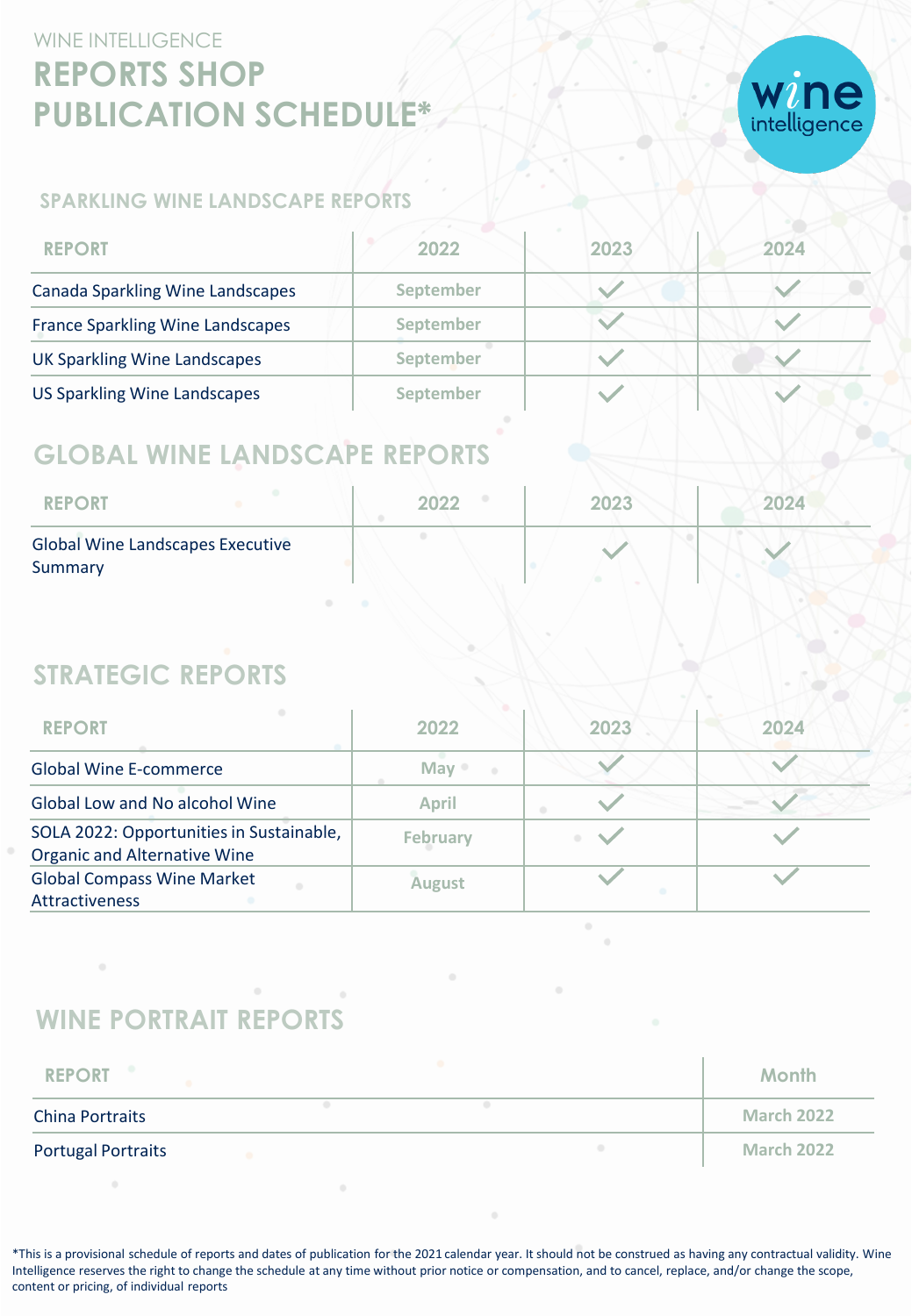WINE INTELLIGENCE

# REPORTS SHOP PUBLICATION SCHEDULE*

## SPARKLING WINE LANDSCAPE REPORTS

| REPORT | 2022 | 2023 | 2024 |
|---|---|---|---|
| Canada Sparkling Wine Landscapes | September | ✓ | ✓ |
| France Sparkling Wine Landscapes | September | ✓ | ✓ |
| UK Sparkling Wine Landscapes | September | ✓ | ✓ |
| US Sparkling Wine Landscapes | September | ✓ | ✓ |

## GLOBAL WINE LANDSCAPE REPORTS

| REPORT | 2022 | 2023 | 2024 |
|---|---|---|---|
| Global Wine Landscapes Executive Summary | | ✓ | ✓ |

## STRATEGIC REPORTS

| REPORT | 2022 | 2023 | 2024 |
|---|---|---|---|
| Global Wine E-commerce | May | ✓ | ✓ |
| Global Low and No alcohol Wine | April | ✓ | ✓ |
| SOLA 2022: Opportunities in Sustainable, Organic and Alternative Wine | February | ✓ | ✓ |
| Global Compass Wine Market Attractiveness | August | ✓ | ✓ |

## WINE PORTRAIT REPORTS

| REPORT | Month |
|---|---|
| China Portraits | March 2022 |
| Portugal Portraits | March 2022 |

*This is a provisional schedule of reports and dates of publication for the 2021 calendar year. It should not be construed as having any contractual validity. Wine Intelligence reserves the right to change the schedule at any time without prior notice or compensation, and to cancel, replace, and/or change the scope, content or pricing, of individual reports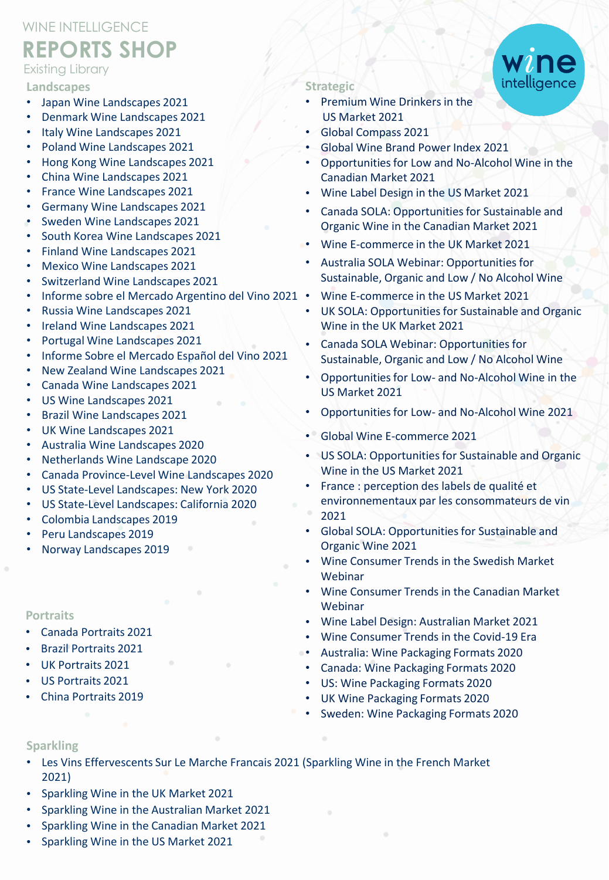WINE INTELLIGENCE

# REPORTS SHOP

Existing Library

## Landscapes

- Japan Wine Landscapes 2021
- Denmark Wine Landscapes 2021
- Italy Wine Landscapes 2021
- Poland Wine Landscapes 2021
- Hong Kong Wine Landscapes 2021
- China Wine Landscapes 2021
- France Wine Landscapes 2021
- Germany Wine Landscapes 2021
- Sweden Wine Landscapes 2021
- South Korea Wine Landscapes 2021
- Finland Wine Landscapes 2021
- Mexico Wine Landscapes 2021
- Switzerland Wine Landscapes 2021
- Informe sobre el Mercado Argentino del Vino 2021
- Russia Wine Landscapes 2021
- Ireland Wine Landscapes 2021
- Portugal Wine Landscapes 2021
- Informe Sobre el Mercado Español del Vino 2021
- New Zealand Wine Landscapes 2021
- Canada Wine Landscapes 2021
- US Wine Landscapes 2021
- Brazil Wine Landscapes 2021
- UK Wine Landscapes 2021
- Australia Wine Landscapes 2020
- Netherlands Wine Landscape 2020
- Canada Province-Level Wine Landscapes 2020
- US State-Level Landscapes: New York 2020
- US State-Level Landscapes: California 2020
- Colombia Landscapes 2019
- Peru Landscapes 2019
- Norway Landscapes 2019

## Portraits

- Canada Portraits 2021
- Brazil Portraits 2021
- UK Portraits 2021
- US Portraits 2021
- China Portraits 2019

## Strategic

- Premium Wine Drinkers in the US Market 2021
- Global Compass 2021
- Global Wine Brand Power Index 2021
- Opportunities for Low and No-Alcohol Wine in the Canadian Market 2021
- Wine Label Design in the US Market 2021
- Canada SOLA: Opportunities for Sustainable and Organic Wine in the Canadian Market 2021
- Wine E-commerce in the UK Market 2021
- Australia SOLA Webinar: Opportunities for Sustainable, Organic and Low / No Alcohol Wine
- Wine E-commerce in the US Market 2021
- UK SOLA: Opportunities for Sustainable and Organic Wine in the UK Market 2021
- Canada SOLA Webinar: Opportunities for Sustainable, Organic and Low / No Alcohol Wine
- Opportunities for Low- and No-Alcohol Wine in the US Market 2021
- Opportunities for Low- and No-Alcohol Wine 2021
- Global Wine E-commerce 2021
- US SOLA: Opportunities for Sustainable and Organic Wine in the US Market 2021
- France : perception des labels de qualité et environnementaux par les consommateurs de vin 2021
- Global SOLA: Opportunities for Sustainable and Organic Wine 2021
- Wine Consumer Trends in the Swedish Market Webinar
- Wine Consumer Trends in the Canadian Market Webinar
- Wine Label Design: Australian Market 2021
- Wine Consumer Trends in the Covid-19 Era
- Australia: Wine Packaging Formats 2020
- Canada: Wine Packaging Formats 2020
- US: Wine Packaging Formats 2020
- UK Wine Packaging Formats 2020
- Sweden: Wine Packaging Formats 2020

## Sparkling

- Les Vins Effervescents Sur Le Marche Francais 2021 (Sparkling Wine in the French Market 2021)
- Sparkling Wine in the UK Market 2021
- Sparkling Wine in the Australian Market 2021
- Sparkling Wine in the Canadian Market 2021
- Sparkling Wine in the US Market 2021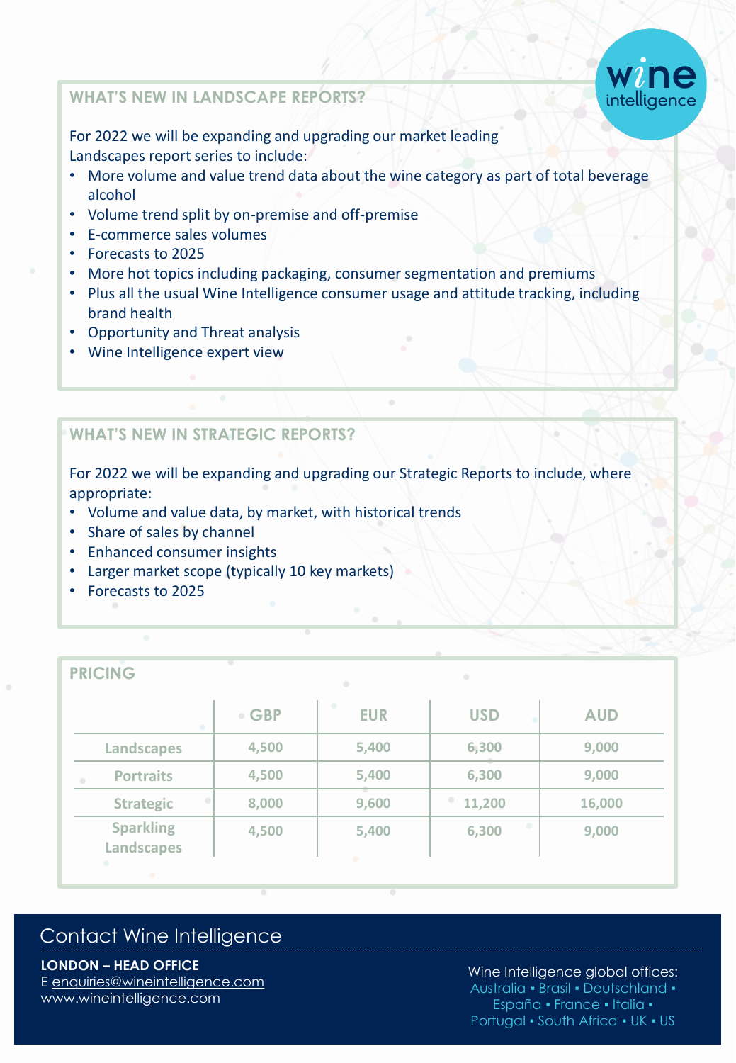## WHAT'S NEW IN LANDSCAPE REPORTS?

For 2022 we will be expanding and upgrading our market leading Landscapes report series to include:

- More volume and value trend data about the wine category as part of total beverage alcohol
- Volume trend split by on-premise and off-premise
- E-commerce sales volumes
- Forecasts to 2025
- More hot topics including packaging, consumer segmentation and premiums
- Plus all the usual Wine Intelligence consumer usage and attitude tracking, including brand health
- Opportunity and Threat analysis
- Wine Intelligence expert view

## WHAT'S NEW IN STRATEGIC REPORTS?

For 2022 we will be expanding and upgrading our Strategic Reports to include, where appropriate:

- Volume and value data, by market, with historical trends
- Share of sales by channel
- Enhanced consumer insights
- Larger market scope (typically 10 key markets)
- Forecasts to 2025

## PRICING

| | GBP | EUR | USD | AUD |
|---|---|---|---|---|
| Landscapes | 4,500 | 5,400 | 6,300 | 9,000 |
| Portraits | 4,500 | 5,400 | 6,300 | 9,000 |
| Strategic | 8,000 | 9,600 | 11,200 | 16,000 |
| Sparkling Landscapes | 4,500 | 5,400 | 6,300 | 9,000 |

## Contact Wine Intelligence

**LONDON – HEAD OFFICE**
E enquiries@wineintelligence.com
www.wineintelligence.com

Wine Intelligence global offices:
Australia ▪ Brasil ▪ Deutschland ▪ España ▪ France ▪ Italia ▪ Portugal ▪ South Africa ▪ UK ▪ US